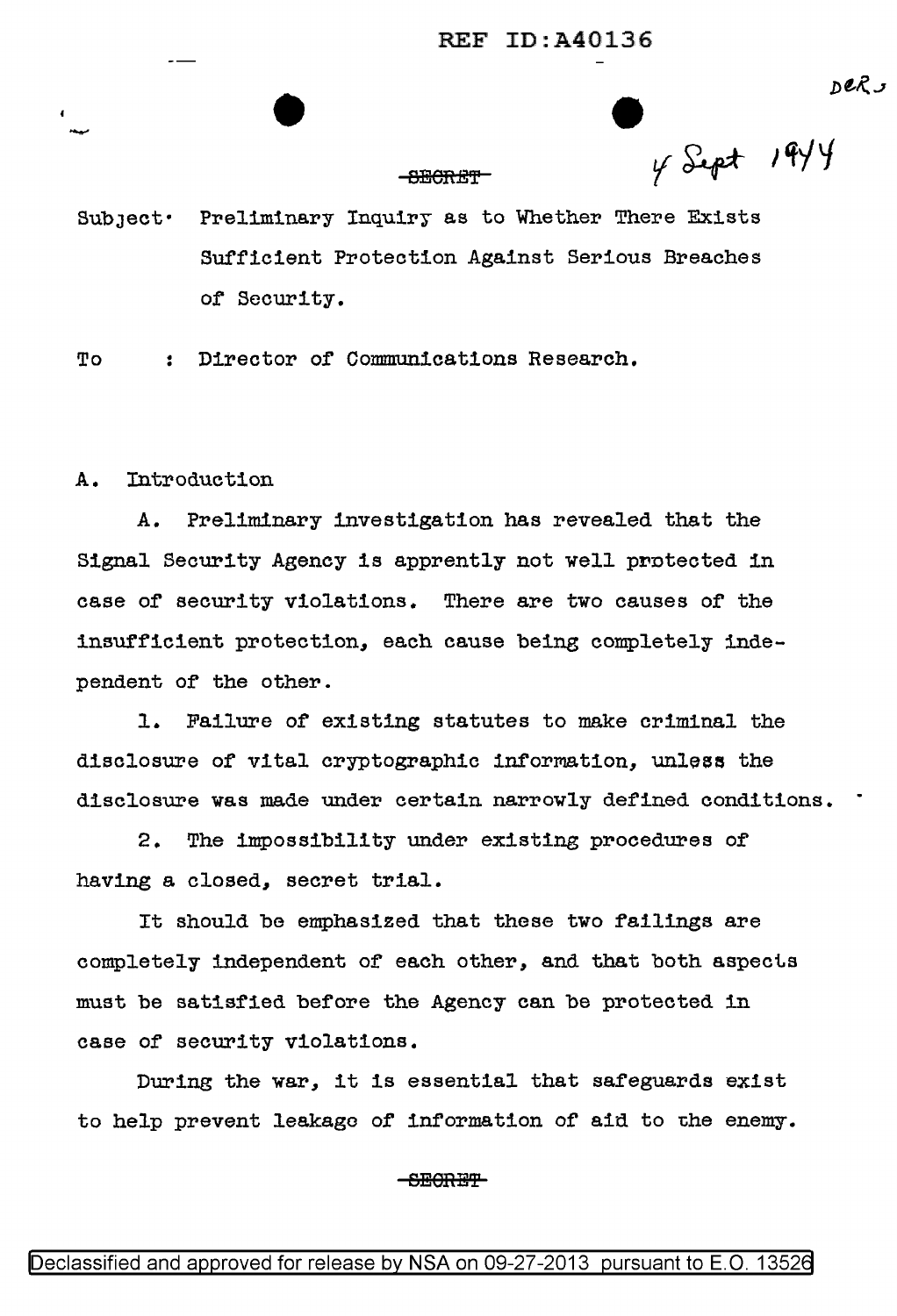4 Sept 1944

~~SECRET~~

Subject: Preliminary Inquiry as to Whether There Exists Sufficient Protection Against Serious Breaches of Security.

To : Director of Communications Research.

A. Introduction

A. Preliminary investigation has revealed that the Signal Security Agency is apprently not well protected in case of security violations. There are two causes of the insufficient protection, each cause being completely independent of the other.

1. Failure of existing statutes to make criminal the disclosure of vital cryptographic information, unless the disclosure was made under certain narrowly defined conditions.

2. The impossibility under existing procedures of having a closed, secret trial.

It should be emphasized that these two failings are completely independent of each other, and that both aspects must be satisfied before the Agency can be protected in case of security violations.

During the war, it is essential that safeguards exist to help prevent leakage of information of aid to the enemy.

~~SECRET~~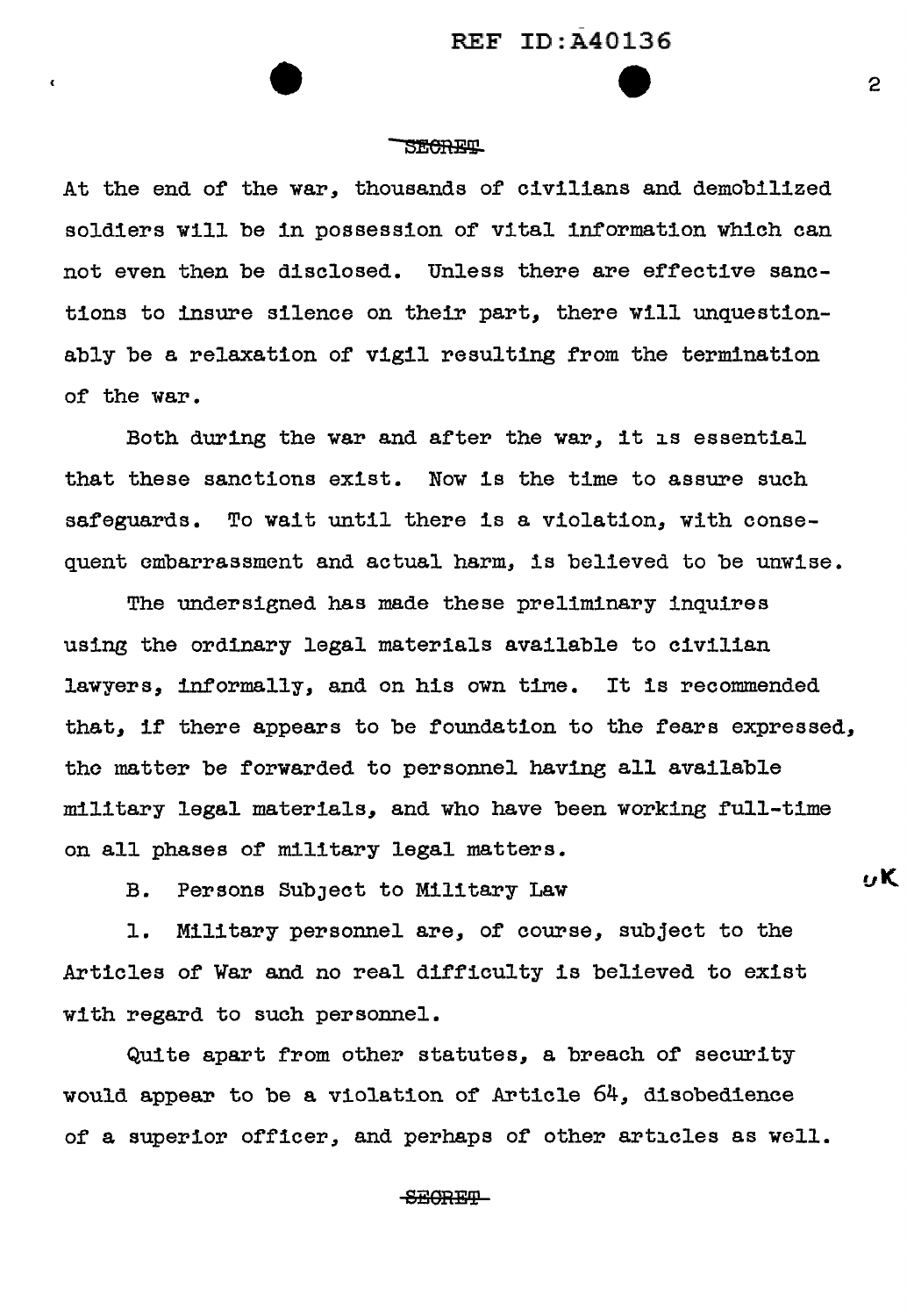SECRET

At the end of the war, thousands of civilians and demobilized soldiers will be in possession of vital information which can not even then be disclosed. Unless there are effective sanctions to insure silence on their part, there will unquestionably be a relaxation of vigil resulting from the termination of the war.

Both during the war and after the war, it is essential that these sanctions exist. Now is the time to assure such safeguards. To wait until there is a violation, with consequent embarrassment and actual harm, is believed to be unwise.

The undersigned has made these preliminary inquires using the ordinary legal materials available to civilian lawyers, informally, and on his own time. It is recommended that, if there appears to be foundation to the fears expressed, the matter be forwarded to personnel having all available military legal materials, and who have been working full-time on all phases of military legal matters.

B. Persons Subject to Military Law

1. Military personnel are, of course, subject to the Articles of War and no real difficulty is believed to exist with regard to such personnel.

Quite apart from other statutes, a breach of security would appear to be a violation of Article 64, disobedience of a superior officer, and perhaps of other articles as well.

SECRET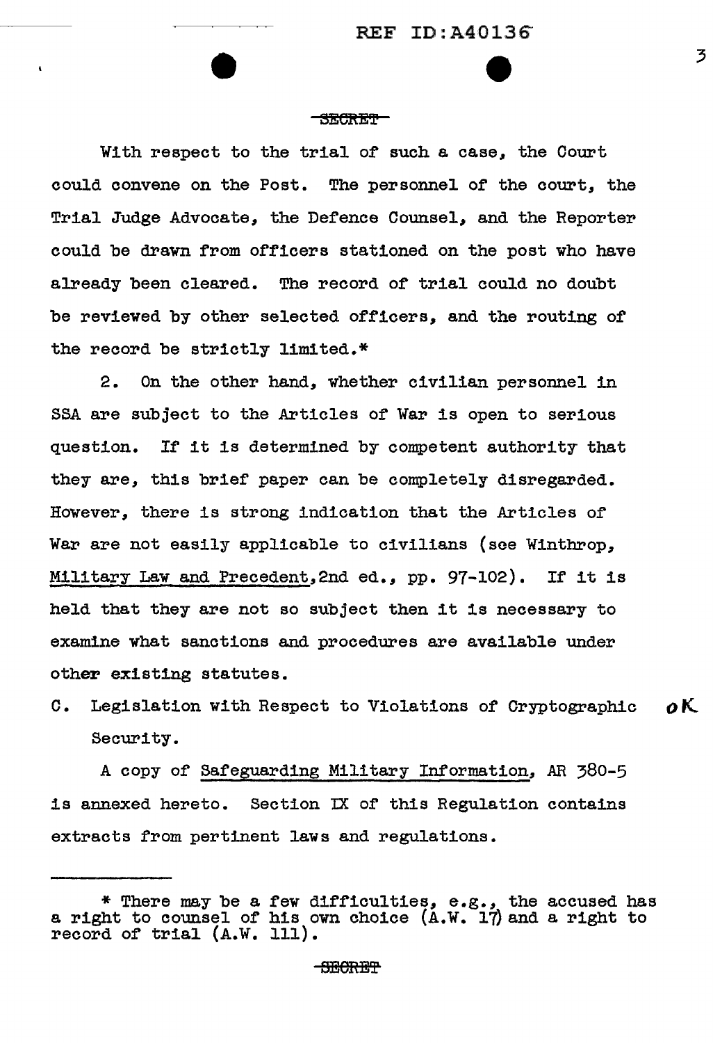SECRET

With respect to the trial of such a case, the Court could convene on the Post. The personnel of the court, the Trial Judge Advocate, the Defence Counsel, and the Reporter could be drawn from officers stationed on the post who have already been cleared. The record of trial could no doubt be reviewed by other selected officers, and the routing of the record be strictly limited.*

2. On the other hand, whether civilian personnel in SSA are subject to the Articles of War is open to serious question. If it is determined by competent authority that they are, this brief paper can be completely disregarded. However, there is strong indication that the Articles of War are not easily applicable to civilians (see Winthrop, Military Law and Precedent, 2nd ed., pp. 97-102). If it is held that they are not so subject then it is necessary to examine what sanctions and procedures are available under other existing statutes.

C. Legislation with Respect to Violations of Cryptographic Security. *OK*

A copy of Safeguarding Military Information, AR 380-5 is annexed hereto. Section IX of this Regulation contains extracts from pertinent laws and regulations.

---

* There may be a few difficulties, e.g., the accused has a right to counsel of his own choice (A.W. 17) and a right to record of trial (A.W. 111).

SECRET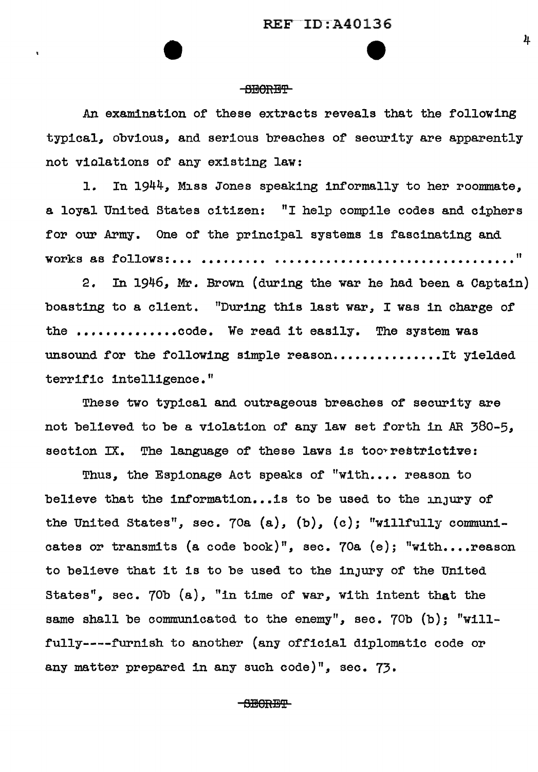~~SECRET~~

An examination of these extracts reveals that the following typical, obvious, and serious breaches of security are apparently not violations of any existing law:

1. In 1944, Miss Jones speaking informally to her roommate, a loyal United States citizen: "I help compile codes and ciphers for our Army. One of the principal systems is fascinating and works as follows:... ......... ................................"

2. In 1946, Mr. Brown (during the war he had been a Captain) boasting to a client. "During this last war, I was in charge of the .............code. We read it easily. The system was unsound for the following simple reason..............It yielded terrific intelligence."

These two typical and outrageous breaches of security are not believed to be a violation of any law set forth in AR 380-5, section IX. The language of these laws is too restrictive:

Thus, the Espionage Act speaks of "with.... reason to believe that the information...is to be used to the injury of the United States", sec. 70a (a), (b), (c); "willfully communicates or transmits (a code book)", sec. 70a (e); "with....reason to believe that it is to be used to the injury of the United States", sec. 70b (a), "in time of war, with intent that the same shall be communicated to the enemy", sec. 70b (b); "willfully----furnish to another (any official diplomatic code or any matter prepared in any such code)", sec. 73.

~~SECRET~~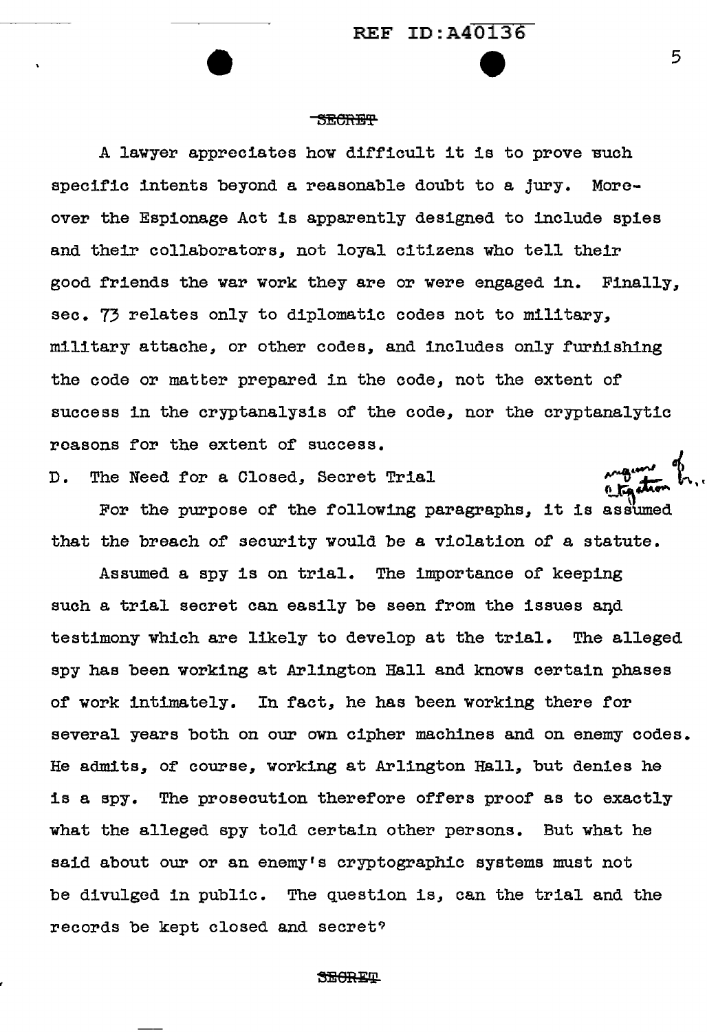SECRET

A lawyer appreciates how difficult it is to prove such specific intents beyond a reasonable doubt to a jury. Moreover the Espionage Act is apparently designed to include spies and their collaborators, not loyal citizens who tell their good friends the war work they are or were engaged in. Finally, sec. 73 relates only to diplomatic codes not to military, military attache, or other codes, and includes only furnishing the code or matter prepared in the code, not the extent of success in the cryptanalysis of the code, nor the cryptanalytic reasons for the extent of success.

D. The Need for a Closed, Secret Trial

For the purpose of the following paragraphs, it is assumed that the breach of security would be a violation of a statute.

Assumed a spy is on trial. The importance of keeping such a trial secret can easily be seen from the issues and testimony which are likely to develop at the trial. The alleged spy has been working at Arlington Hall and knows certain phases of work intimately. In fact, he has been working there for several years both on our own cipher machines and on enemy codes. He admits, of course, working at Arlington Hall, but denies he is a spy. The prosecution therefore offers proof as to exactly what the alleged spy told certain other persons. But what he said about our or an enemy's cryptographic systems must not be divulged in public. The question is, can the trial and the records be kept closed and secret?

SECRET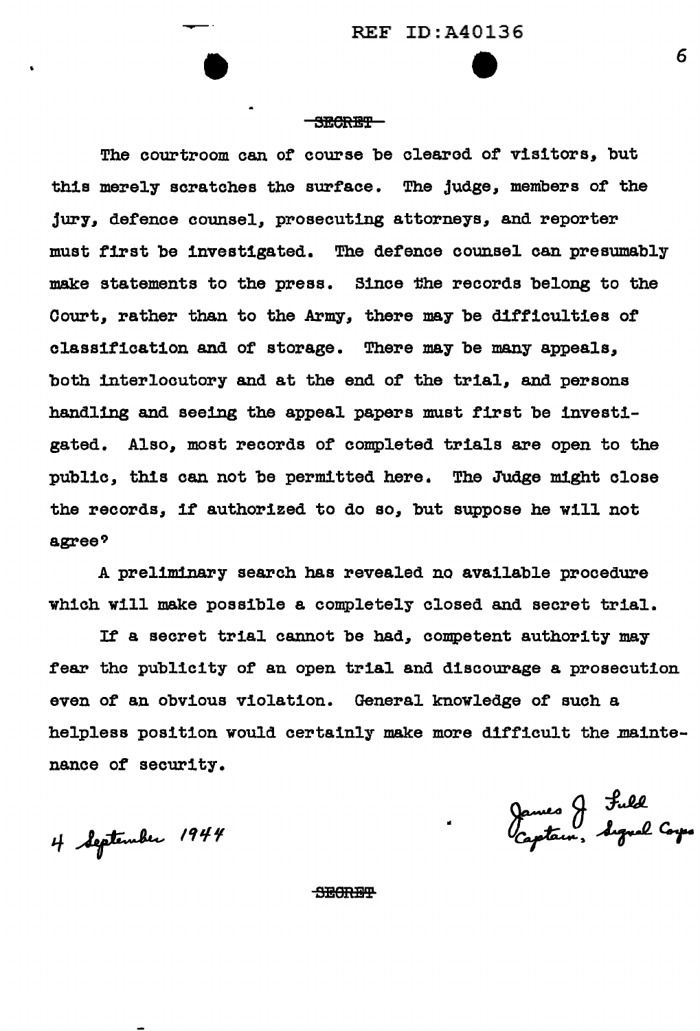SECRET

The courtroom can of course be cleared of visitors, but this merely scratches the surface. The judge, members of the jury, defence counsel, prosecuting attorneys, and reporter must first be investigated. The defence counsel can presumably make statements to the press. Since the records belong to the Court, rather than to the Army, there may be difficulties of classification and of storage. There may be many appeals, both interlocutory and at the end of the trial, and persons handling and seeing the appeal papers must first be investigated. Also, most records of completed trials are open to the public, this can not be permitted here. The Judge might close the records, if authorized to do so, but suppose he will not agree?

A preliminary search has revealed no available procedure which will make possible a completely closed and secret trial.

If a secret trial cannot be had, competent authority may fear the publicity of an open trial and discourage a prosecution even of an obvious violation. General knowledge of such a helpless position would certainly make more difficult the maintenance of security.

4 September 1944

James J. Fuld
Captain, Signal Corps

SECRET